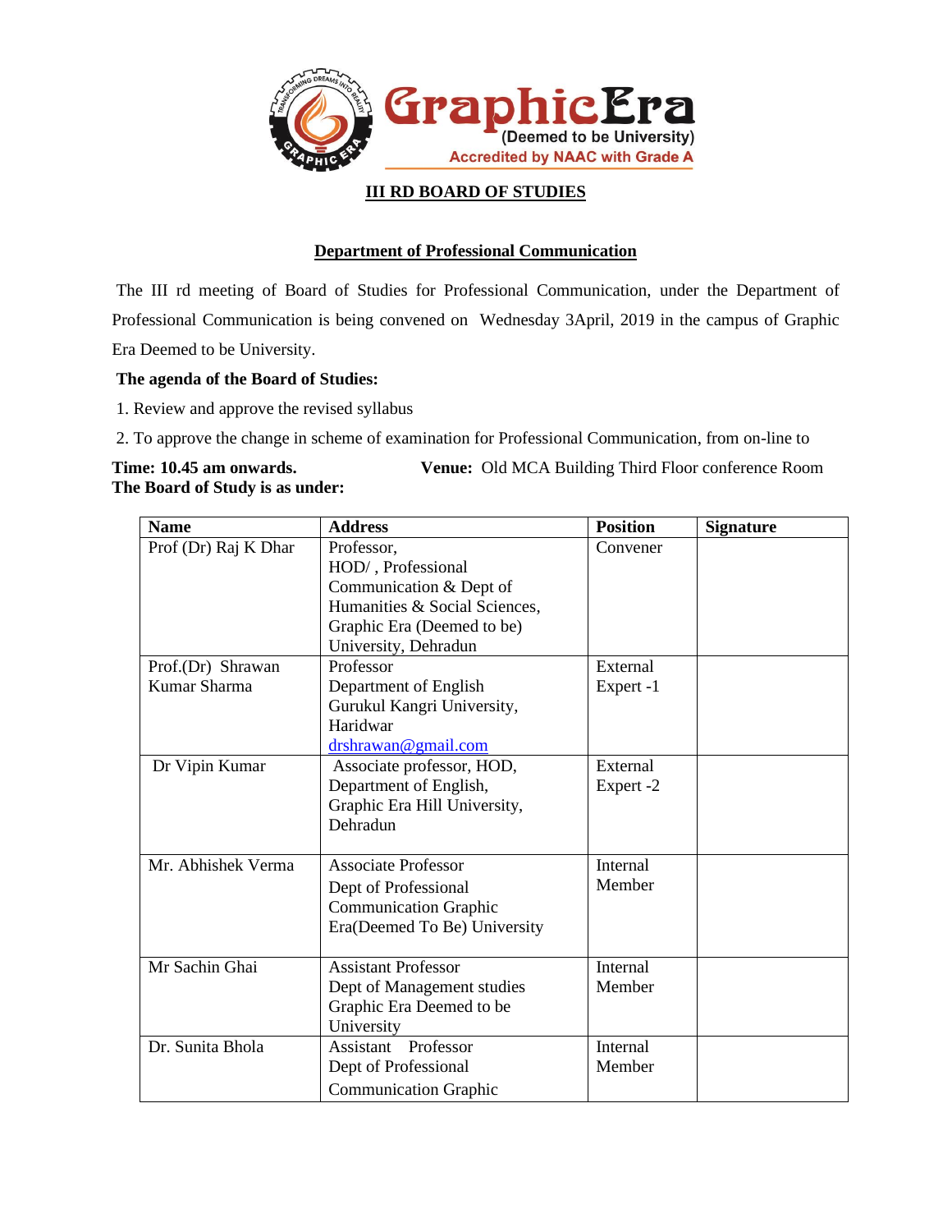GraphicEra (Deemed to be University)
Accredited by NAAC with Grade A

## III RD BOARD OF STUDIES

### Department of Professional Communication

The III rd meeting of Board of Studies for Professional Communication, under the Department of Professional Communication is being convened on Wednesday 3April, 2019 in the campus of Graphic Era Deemed to be University.

**The agenda of the Board of Studies:**

1. Review and approve the revised syllabus
2. To approve the change in scheme of examination for Professional Communication, from on-line to

**Time: 10.45 am onwards.** **Venue:** Old MCA Building Third Floor conference Room

**The Board of Study is as under:**

| Name | Address | Position | Signature |
|---|---|---|---|
| Prof (Dr) Raj K Dhar | Professor, HOD/ , Professional Communication & Dept of Humanities & Social Sciences, Graphic Era (Deemed to be) University, Dehradun | Convener | |
| Prof.(Dr) Shrawan Kumar Sharma | Professor Department of English Gurukul Kangri University, Haridwar drshrawan@gmail.com | External Expert -1 | |
| Dr Vipin Kumar | Associate professor, HOD, Department of English, Graphic Era Hill University, Dehradun | External Expert -2 | |
| Mr. Abhishek Verma | Associate Professor Dept of Professional Communication Graphic Era(Deemed To Be) University | Internal Member | |
| Mr Sachin Ghai | Assistant Professor Dept of Management studies Graphic Era Deemed to be University | Internal Member | |
| Dr. Sunita Bhola | Assistant Professor Dept of Professional Communication Graphic | Internal Member | |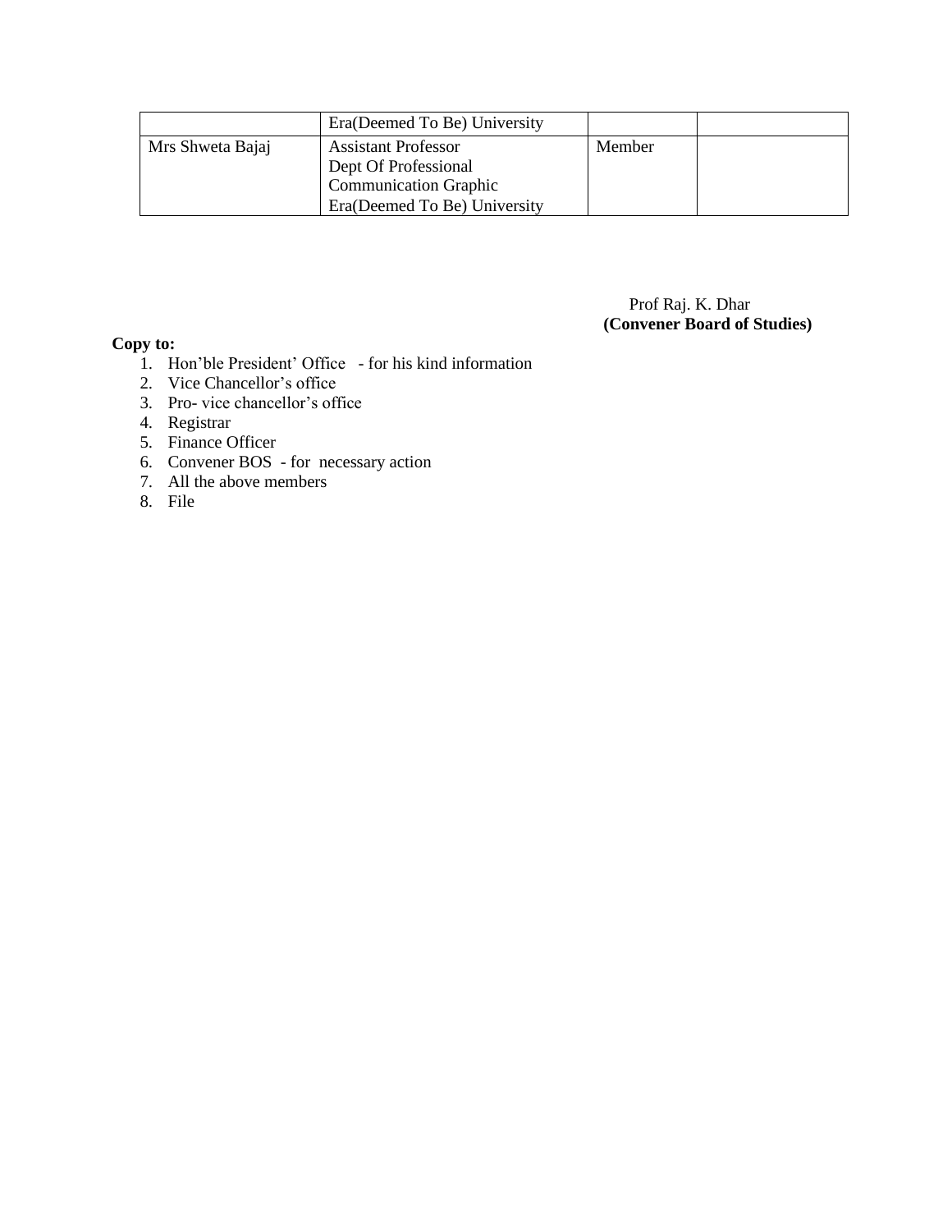| | | | |
|---|---|---|---|
| | Era(Deemed To Be) University | | |
| Mrs Shweta Bajaj | Assistant Professor<br>Dept Of Professional<br>Communication Graphic<br>Era(Deemed To Be) University | Member | |

Prof Raj. K. Dhar
**(Convener Board of Studies)**

**Copy to:**

1. Hon'ble President' Office - for his kind information
2. Vice Chancellor's office
3. Pro- vice chancellor's office
4. Registrar
5. Finance Officer
6. Convener BOS - for necessary action
7. All the above members
8. File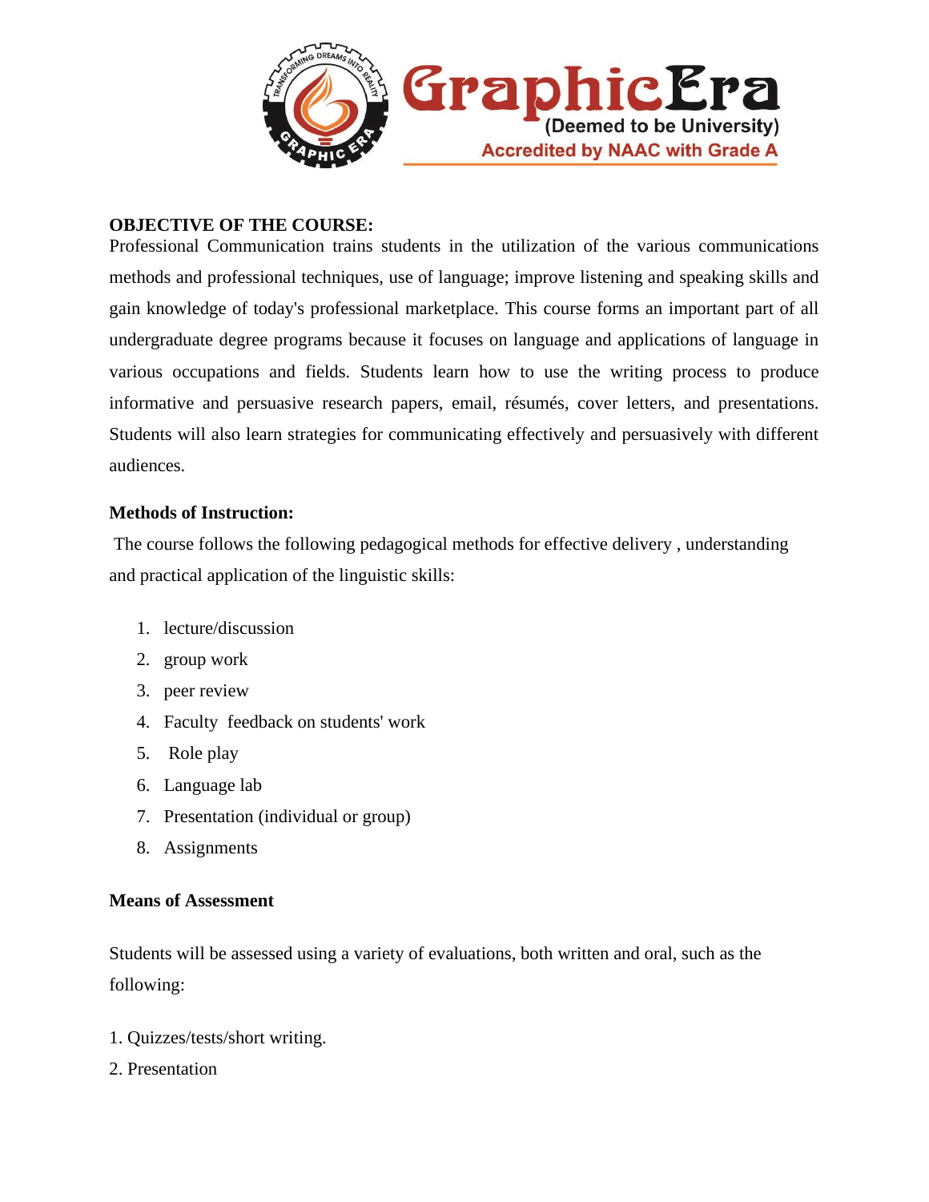**OBJECTIVE OF THE COURSE:**

Professional Communication trains students in the utilization of the various communications methods and professional techniques, use of language; improve listening and speaking skills and gain knowledge of today's professional marketplace. This course forms an important part of all undergraduate degree programs because it focuses on language and applications of language in various occupations and fields. Students learn how to use the writing process to produce informative and persuasive research papers, email, résumés, cover letters, and presentations. Students will also learn strategies for communicating effectively and persuasively with different audiences.

**Methods of Instruction:**

The course follows the following pedagogical methods for effective delivery , understanding and practical application of the linguistic skills:

1. lecture/discussion
2. group work
3. peer review
4. Faculty feedback on students' work
5. Role play
6. Language lab
7. Presentation (individual or group)
8. Assignments

**Means of Assessment**

Students will be assessed using a variety of evaluations, both written and oral, such as the following:

1. Quizzes/tests/short writing.
2. Presentation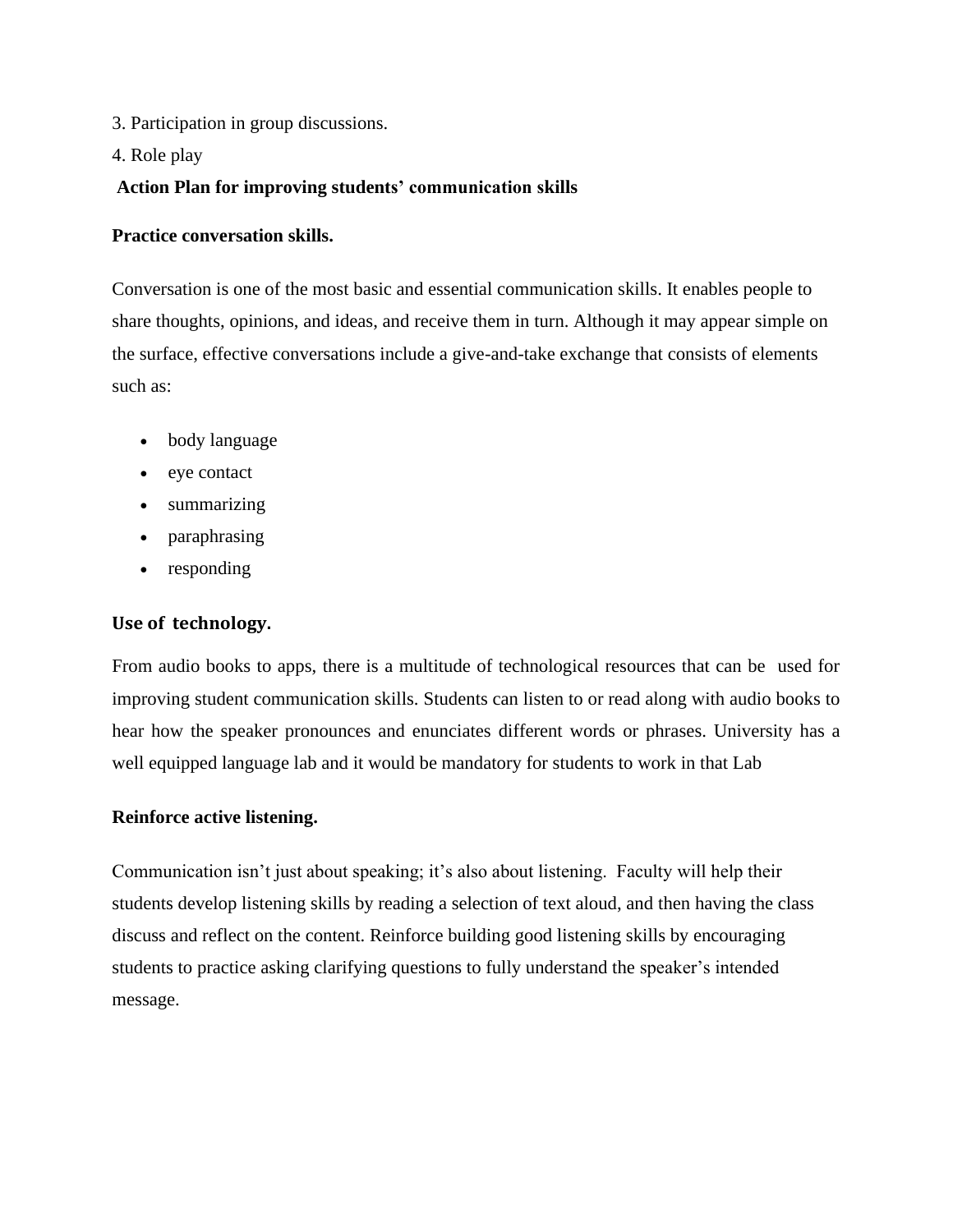3. Participation in group discussions.

4. Role play

**Action Plan for improving students' communication skills**

**Practice conversation skills.**

Conversation is one of the most basic and essential communication skills. It enables people to share thoughts, opinions, and ideas, and receive them in turn. Although it may appear simple on the surface, effective conversations include a give-and-take exchange that consists of elements such as:

- body language
- eye contact
- summarizing
- paraphrasing
- responding

**Use of technology.**

From audio books to apps, there is a multitude of technological resources that can be used for improving student communication skills. Students can listen to or read along with audio books to hear how the speaker pronounces and enunciates different words or phrases. University has a well equipped language lab and it would be mandatory for students to work in that Lab

**Reinforce active listening.**

Communication isn't just about speaking; it's also about listening. Faculty will help their students develop listening skills by reading a selection of text aloud, and then having the class discuss and reflect on the content. Reinforce building good listening skills by encouraging students to practice asking clarifying questions to fully understand the speaker's intended message.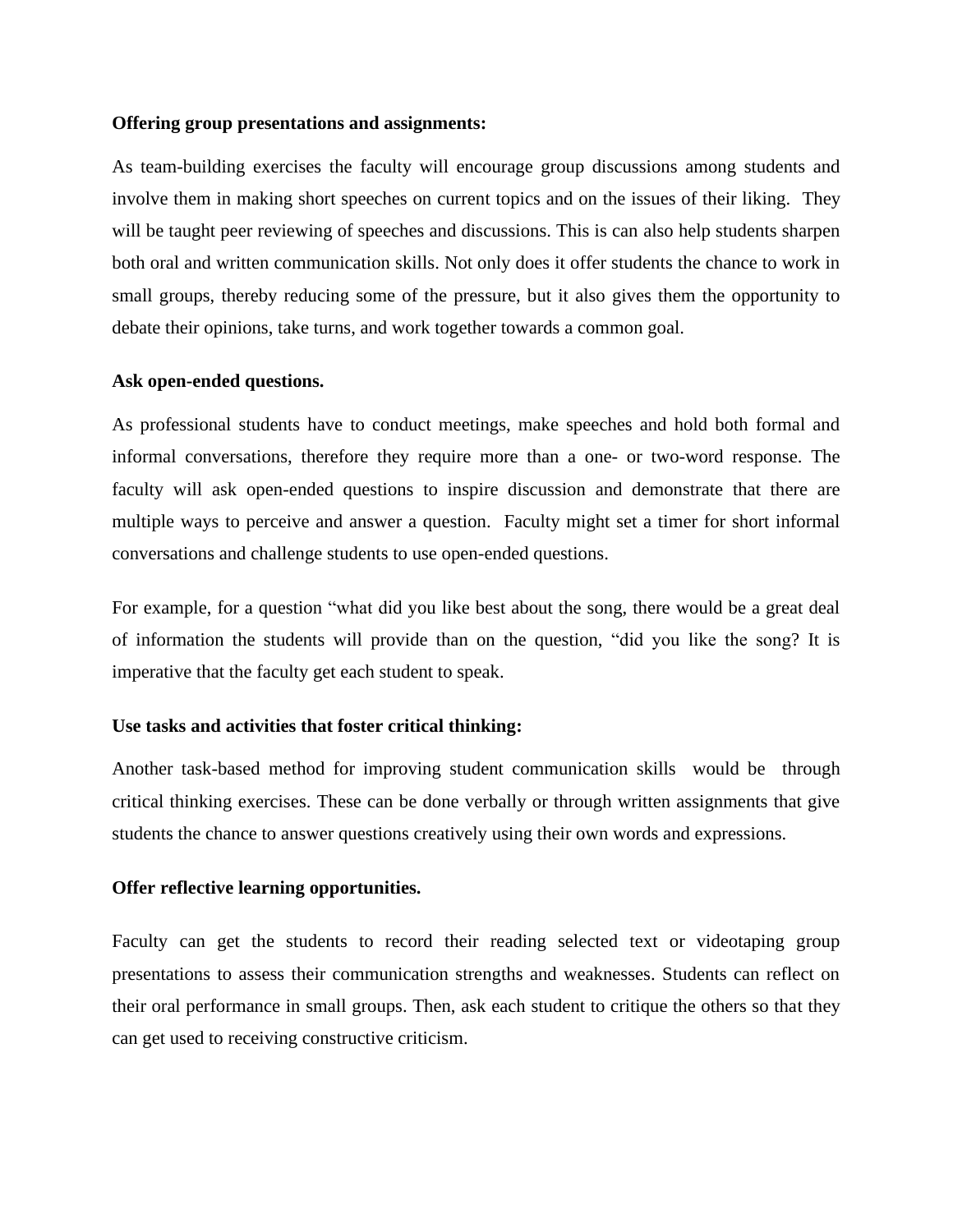**Offering group presentations and assignments:**

As team-building exercises the faculty will encourage group discussions among students and involve them in making short speeches on current topics and on the issues of their liking. They will be taught peer reviewing of speeches and discussions. This is can also help students sharpen both oral and written communication skills. Not only does it offer students the chance to work in small groups, thereby reducing some of the pressure, but it also gives them the opportunity to debate their opinions, take turns, and work together towards a common goal.

**Ask open-ended questions.**

As professional students have to conduct meetings, make speeches and hold both formal and informal conversations, therefore they require more than a one- or two-word response. The faculty will ask open-ended questions to inspire discussion and demonstrate that there are multiple ways to perceive and answer a question. Faculty might set a timer for short informal conversations and challenge students to use open-ended questions.

For example, for a question "what did you like best about the song, there would be a great deal of information the students will provide than on the question, "did you like the song? It is imperative that the faculty get each student to speak.

**Use tasks and activities that foster critical thinking:**

Another task-based method for improving student communication skills would be through critical thinking exercises. These can be done verbally or through written assignments that give students the chance to answer questions creatively using their own words and expressions.

**Offer reflective learning opportunities.**

Faculty can get the students to record their reading selected text or videotaping group presentations to assess their communication strengths and weaknesses. Students can reflect on their oral performance in small groups. Then, ask each student to critique the others so that they can get used to receiving constructive criticism.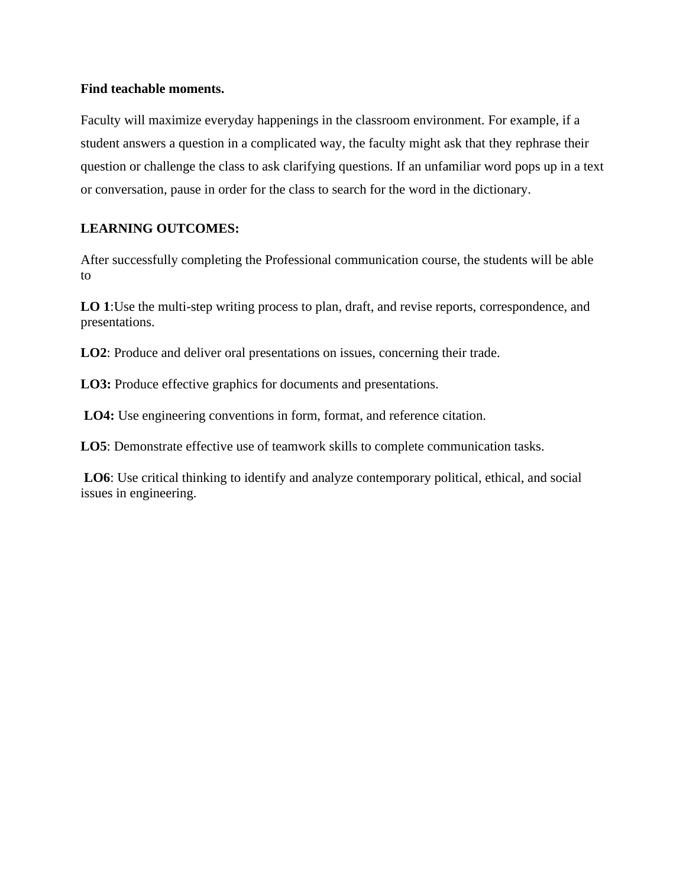**Find teachable moments.**

Faculty will maximize everyday happenings in the classroom environment. For example, if a student answers a question in a complicated way, the faculty might ask that they rephrase their question or challenge the class to ask clarifying questions. If an unfamiliar word pops up in a text or conversation, pause in order for the class to search for the word in the dictionary.

**LEARNING OUTCOMES:**

After successfully completing the Professional communication course, the students will be able to

**LO 1**:Use the multi-step writing process to plan, draft, and revise reports, correspondence, and presentations.

**LO2**: Produce and deliver oral presentations on issues, concerning their trade.

**LO3:** Produce effective graphics for documents and presentations.

**LO4:** Use engineering conventions in form, format, and reference citation.

**LO5**: Demonstrate effective use of teamwork skills to complete communication tasks.

**LO6**: Use critical thinking to identify and analyze contemporary political, ethical, and social issues in engineering.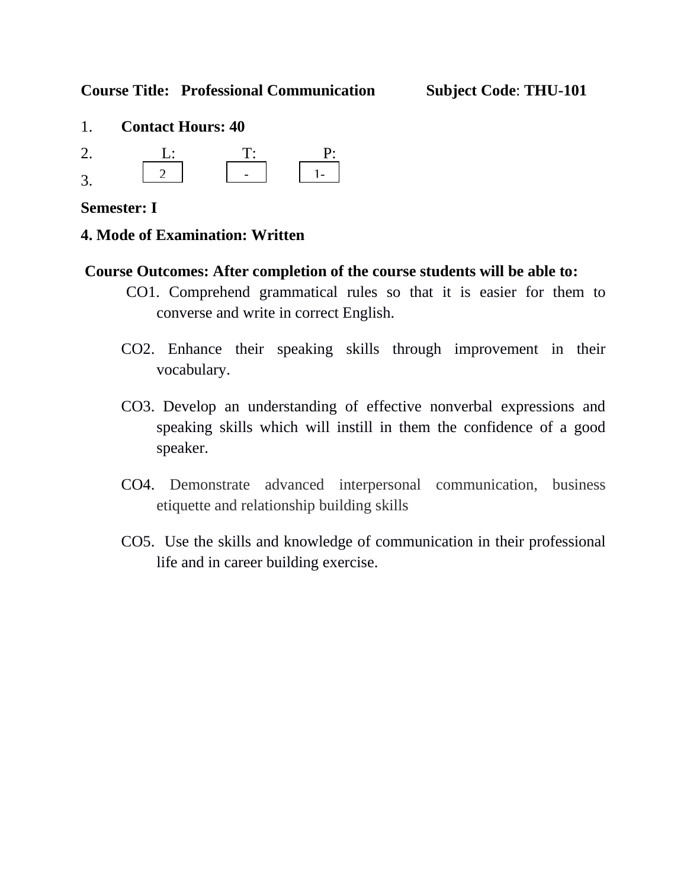**Course Title: Professional Communication** **Subject Code**: **THU-101**

1. **Contact Hours: 40**
2. L: T: P:
3. 

| L | T | P |
|---|---|---|
| 2 | - | 1- |

**Semester: I**

**4. Mode of Examination: Written**

**Course Outcomes: After completion of the course students will be able to:**

CO1. Comprehend grammatical rules so that it is easier for them to converse and write in correct English.

CO2. Enhance their speaking skills through improvement in their vocabulary.

CO3. Develop an understanding of effective nonverbal expressions and speaking skills which will instill in them the confidence of a good speaker.

CO4. Demonstrate advanced interpersonal communication, business etiquette and relationship building skills

CO5. Use the skills and knowledge of communication in their professional life and in career building exercise.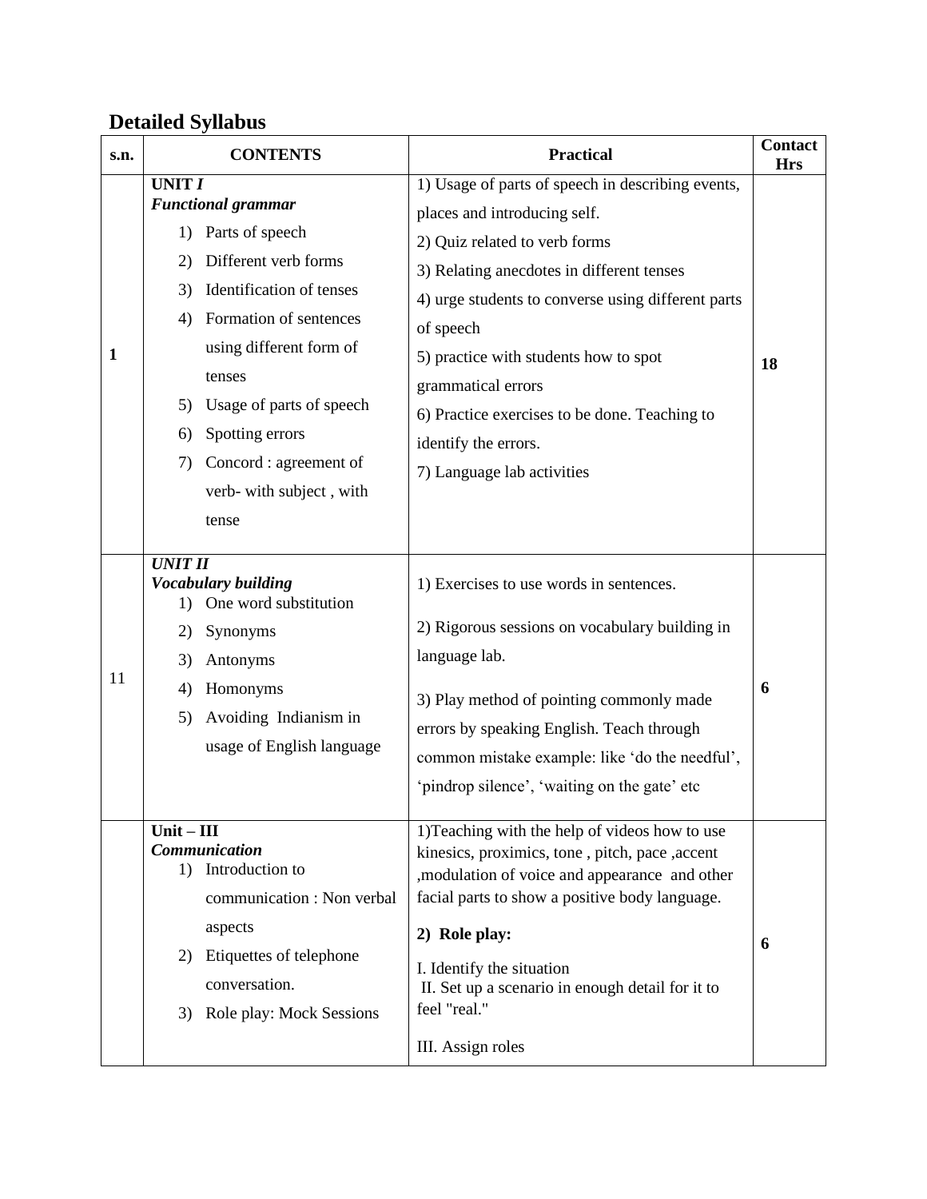## Detailed Syllabus

| s.n. | CONTENTS | Practical | Contact Hrs |
|---|---|---|---|
| 1 | **UNIT *I*** <br> ***Functional grammar*** <br> 1) Parts of speech <br> 2) Different verb forms <br> 3) Identification of tenses <br> 4) Formation of sentences using different form of tenses <br> 5) Usage of parts of speech <br> 6) Spotting errors <br> 7) Concord : agreement of verb- with subject , with tense | 1) Usage of parts of speech in describing events, places and introducing self. <br> 2) Quiz related to verb forms <br> 3) Relating anecdotes in different tenses <br> 4) urge students to converse using different parts of speech <br> 5) practice with students how to spot grammatical errors <br> 6) Practice exercises to be done. Teaching to identify the errors. <br> 7) Language lab activities | **18** |
| 11 | ***UNIT II*** <br> ***Vocabulary building*** <br> 1) One word substitution <br> 2) Synonyms <br> 3) Antonyms <br> 4) Homonyms <br> 5) Avoiding Indianism in usage of English language | 1) Exercises to use words in sentences. <br> 2) Rigorous sessions on vocabulary building in language lab. <br> 3) Play method of pointing commonly made errors by speaking English. Teach through common mistake example: like 'do the needful', 'pindrop silence', 'waiting on the gate' etc | **6** |
| | **Unit – III** <br> ***Communication*** <br> 1) Introduction to communication : Non verbal aspects <br> 2) Etiquettes of telephone conversation. <br> 3) Role play: Mock Sessions | 1)Teaching with the help of videos how to use kinesics, proximics, tone , pitch, pace ,accent ,modulation of voice and appearance and other facial parts to show a positive body language. <br> **2) Role play:** <br> I. Identify the situation <br> II. Set up a scenario in enough detail for it to feel "real." <br> III. Assign roles | **6** |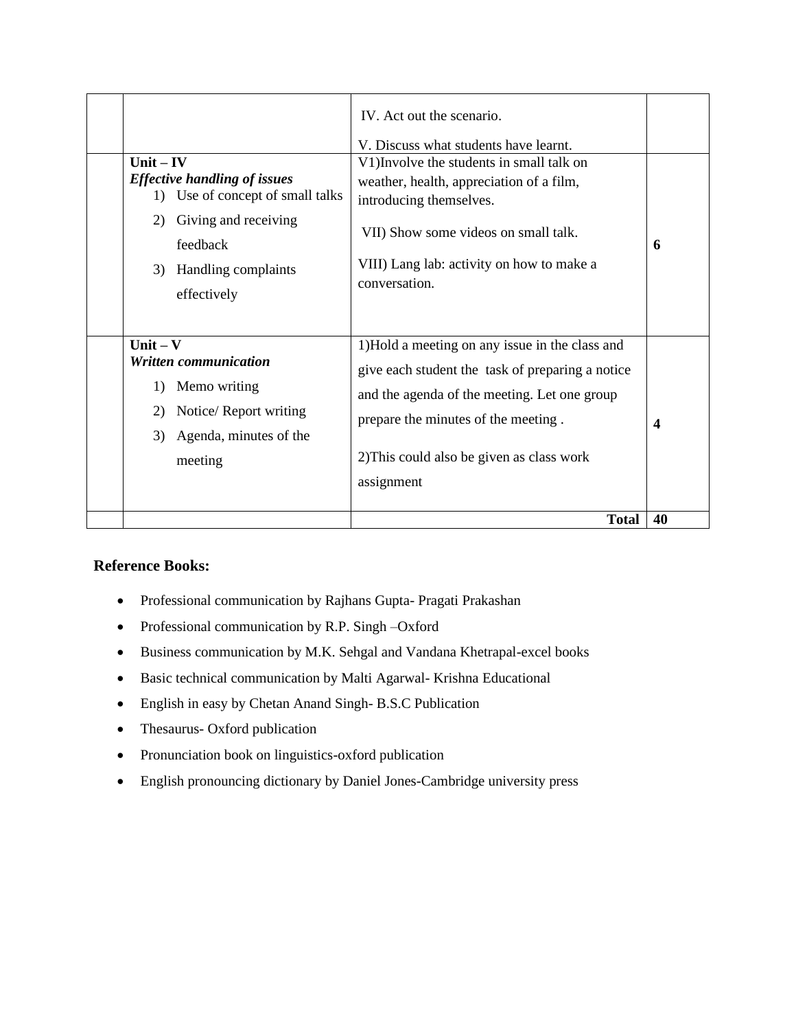| | | | |
|---|---|---|---|
| | | IV. Act out the scenario.<br><br>V. Discuss what students have learnt. | |
| | **Unit – IV**<br>***Effective handling of issues***<br>1) Use of concept of small talks<br>2) Giving and receiving feedback<br>3) Handling complaints effectively | V1)Involve the students in small talk on weather, health, appreciation of a film, introducing themselves.<br><br>VII) Show some videos on small talk.<br><br>VIII) Lang lab: activity on how to make a conversation. | **6** |
| | **Unit – V**<br>***Written communication***<br>1) Memo writing<br>2) Notice/ Report writing<br>3) Agenda, minutes of the meeting | 1)Hold a meeting on any issue in the class and give each student the task of preparing a notice and the agenda of the meeting. Let one group prepare the minutes of the meeting .<br><br>2)This could also be given as class work assignment | **4** |
| | | **Total** | **40** |

## Reference Books:

- Professional communication by Rajhans Gupta- Pragati Prakashan
- Professional communication by R.P. Singh –Oxford
- Business communication by M.K. Sehgal and Vandana Khetrapal-excel books
- Basic technical communication by Malti Agarwal- Krishna Educational
- English in easy by Chetan Anand Singh- B.S.C Publication
- Thesaurus- Oxford publication
- Pronunciation book on linguistics-oxford publication
- English pronouncing dictionary by Daniel Jones-Cambridge university press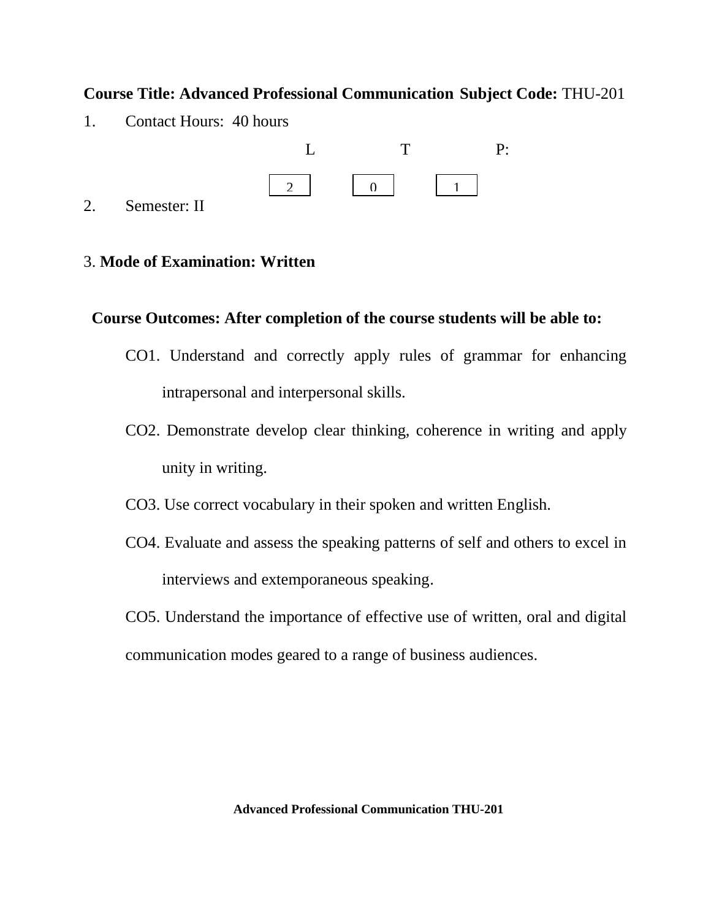**Course Title: Advanced Professional Communication Subject Code:** THU-201

1. Contact Hours: 40 hours

| L | T | P: |
|---|---|---|
| 2 | 0 | 1 |

2. Semester: II

3. **Mode of Examination: Written**

**Course Outcomes: After completion of the course students will be able to:**

CO1. Understand and correctly apply rules of grammar for enhancing intrapersonal and interpersonal skills.

CO2. Demonstrate develop clear thinking, coherence in writing and apply unity in writing.

CO3. Use correct vocabulary in their spoken and written English.

CO4. Evaluate and assess the speaking patterns of self and others to excel in interviews and extemporaneous speaking.

CO5. Understand the importance of effective use of written, oral and digital communication modes geared to a range of business audiences.

**Advanced Professional Communication THU-201**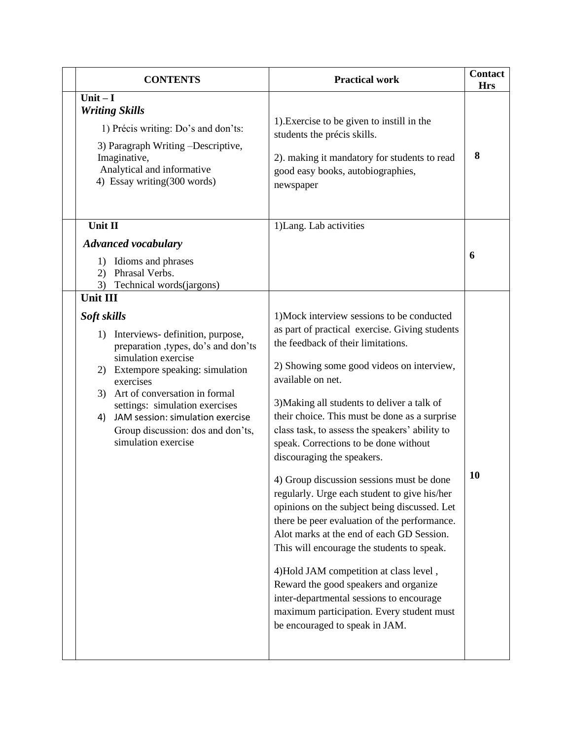| | CONTENTS | Practical work | Contact Hrs |
|---|---|---|---|
| | **Unit – I**<br>***Writing Skills***<br>1) Précis writing: Do's and don'ts:<br>3) Paragraph Writing –Descriptive, Imaginative, Analytical and informative<br>4) Essay writing(300 words) | 1).Exercise to be given to instill in the students the précis skills.<br>2). making it mandatory for students to read good easy books, autobiographies, newspaper | **8** |
| | **Unit II**<br>***Advanced vocabulary***<br>1) Idioms and phrases<br>2) Phrasal Verbs.<br>3) Technical words(jargons) | 1)Lang. Lab activities | **6** |
| | **Unit III**<br>***Soft skills***<br>1) Interviews- definition, purpose, preparation ,types, do's and don'ts simulation exercise<br>2) Extempore speaking: simulation exercises<br>3) Art of conversation in formal settings: simulation exercises<br>4) JAM session: simulation exercise Group discussion: dos and don'ts, simulation exercise | 1)Mock interview sessions to be conducted as part of practical exercise. Giving students the feedback of their limitations.<br>2) Showing some good videos on interview, available on net.<br>3)Making all students to deliver a talk of their choice. This must be done as a surprise class task, to assess the speakers' ability to speak. Corrections to be done without discouraging the speakers.<br>4) Group discussion sessions must be done regularly. Urge each student to give his/her opinions on the subject being discussed. Let there be peer evaluation of the performance. Alot marks at the end of each GD Session. This will encourage the students to speak.<br>4)Hold JAM competition at class level , Reward the good speakers and organize inter-departmental sessions to encourage maximum participation. Every student must be encouraged to speak in JAM. | **10** |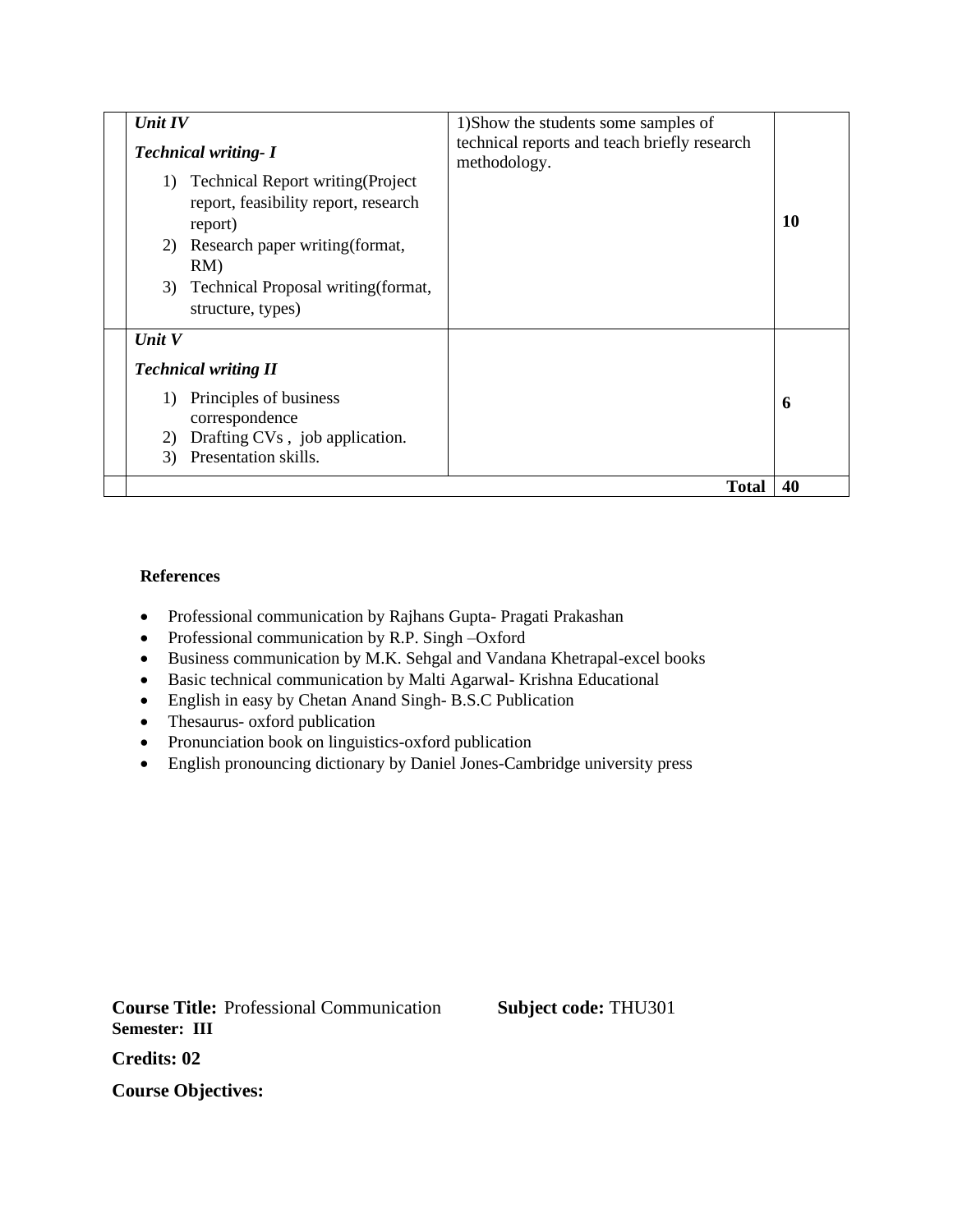|  | Unit IV<br>Technical writing- I<br>1) Technical Report writing(Project report, feasibility report, research report)<br>2) Research paper writing(format, RM)<br>3) Technical Proposal writing(format, structure, types) | 1)Show the students some samples of technical reports and teach briefly research methodology. | **10** |
|---|---|---|---|
|  | Unit V<br>Technical writing II<br>1) Principles of business correspondence<br>2) Drafting CVs , job application.<br>3) Presentation skills. |  | **6** |
|  |  | **Total** | **40** |

**References**

- Professional communication by Rajhans Gupta- Pragati Prakashan
- Professional communication by R.P. Singh –Oxford
- Business communication by M.K. Sehgal and Vandana Khetrapal-excel books
- Basic technical communication by Malti Agarwal- Krishna Educational
- English in easy by Chetan Anand Singh- B.S.C Publication
- Thesaurus- oxford publication
- Pronunciation book on linguistics-oxford publication
- English pronouncing dictionary by Daniel Jones-Cambridge university press

**Course Title:** Professional Communication **Subject code:** THU301
**Semester: III**

**Credits: 02**

**Course Objectives:**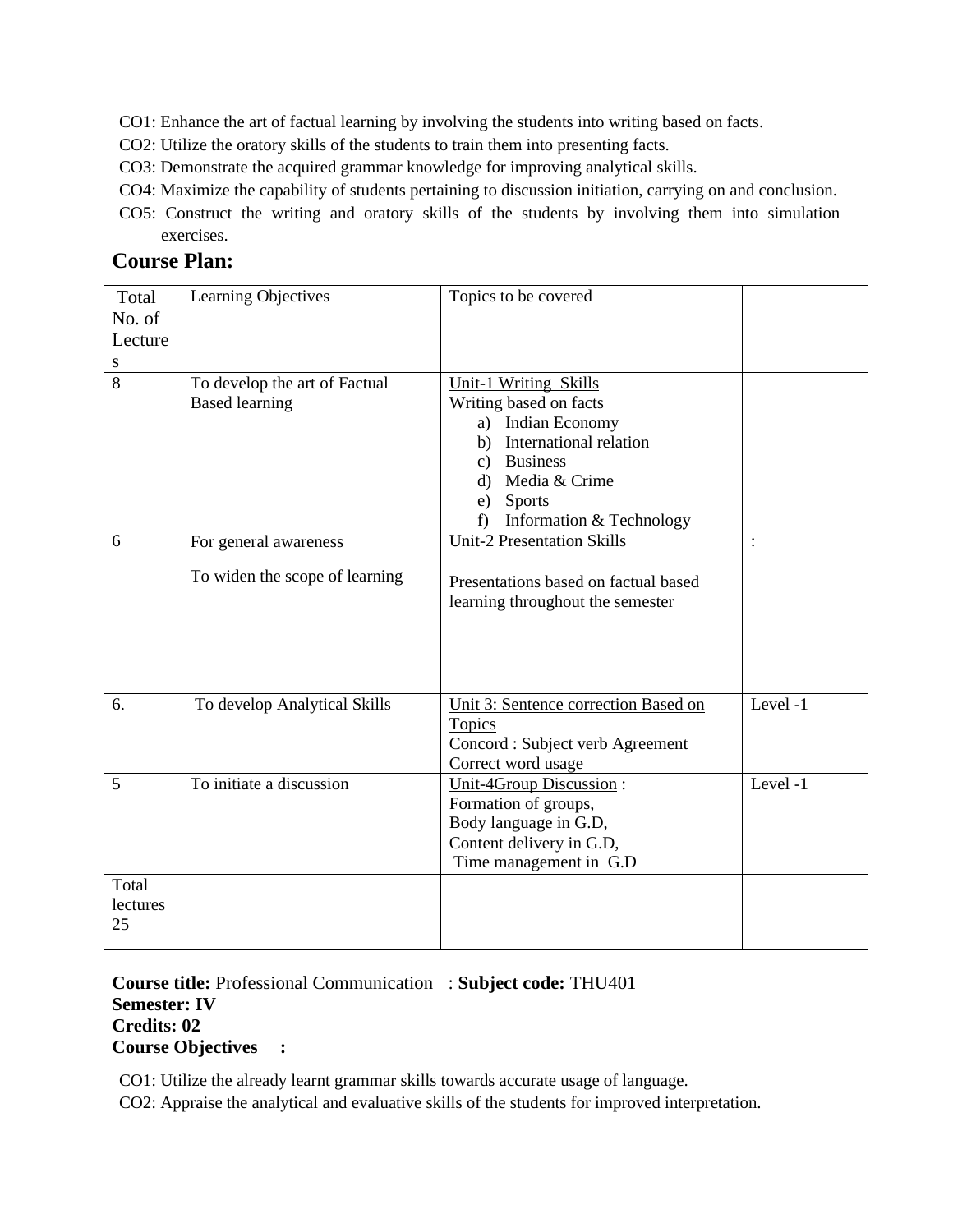CO1: Enhance the art of factual learning by involving the students into writing based on facts.

CO2: Utilize the oratory skills of the students to train them into presenting facts.

CO3: Demonstrate the acquired grammar knowledge for improving analytical skills.

CO4: Maximize the capability of students pertaining to discussion initiation, carrying on and conclusion.

CO5: Construct the writing and oratory skills of the students by involving them into simulation exercises.

## Course Plan:

| Total No. of Lectures | Learning Objectives | Topics to be covered | |
|---|---|---|---|
| 8 | To develop the art of Factual Based learning | Unit-1 Writing Skills<br>Writing based on facts<br>a) Indian Economy<br>b) International relation<br>c) Business<br>d) Media & Crime<br>e) Sports<br>f) Information & Technology | |
| 6 | For general awareness<br><br>To widen the scope of learning | Unit-2 Presentation Skills<br><br>Presentations based on factual based learning throughout the semester | : |
| 6. | To develop Analytical Skills | Unit 3: Sentence correction Based on Topics<br>Concord : Subject verb Agreement<br>Correct word usage | Level -1 |
| 5 | To initiate a discussion | Unit-4Group Discussion :<br>Formation of groups,<br>Body language in G.D,<br>Content delivery in G.D,<br>Time management in G.D | Level -1 |
| Total lectures 25 | | | |

**Course title:** Professional Communication : **Subject code:** THU401
**Semester: IV**
**Credits: 02**
**Course Objectives :**

CO1: Utilize the already learnt grammar skills towards accurate usage of language.

CO2: Appraise the analytical and evaluative skills of the students for improved interpretation.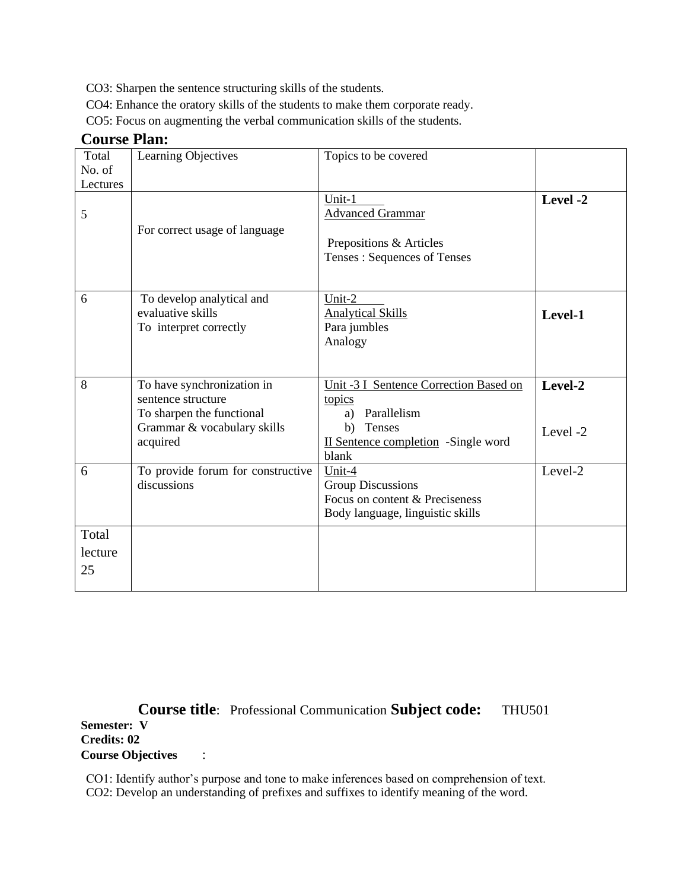CO3: Sharpen the sentence structuring skills of the students.

CO4: Enhance the oratory skills of the students to make them corporate ready.

CO5: Focus on augmenting the verbal communication skills of the students.

## Course Plan:

| Total No. of Lectures | Learning Objectives | Topics to be covered | |
|---|---|---|---|
| 5 | For correct usage of language | Unit-1<br>Advanced Grammar<br><br>Prepositions & Articles<br>Tenses : Sequences of Tenses | **Level -2** |
| 6 | To develop analytical and evaluative skills<br>To interpret correctly | Unit-2<br>Analytical Skills<br>Para jumbles<br>Analogy | **Level-1** |
| 8 | To have synchronization in sentence structure<br>To sharpen the functional Grammar & vocabulary skills acquired | Unit -3 I Sentence Correction Based on topics<br>a) Parallelism<br>b) Tenses<br>II Sentence completion -Single word blank | **Level-2**<br><br>Level -2 |
| 6 | To provide forum for constructive discussions | Unit-4<br>Group Discussions<br>Focus on content & Preciseness<br>Body language, linguistic skills | Level-2 |
| Total lecture 25 | | | |

**Course title**: Professional Communication **Subject code:** THU501

**Semester: V**

**Credits: 02**

**Course Objectives** :

CO1: Identify author's purpose and tone to make inferences based on comprehension of text.

CO2: Develop an understanding of prefixes and suffixes to identify meaning of the word.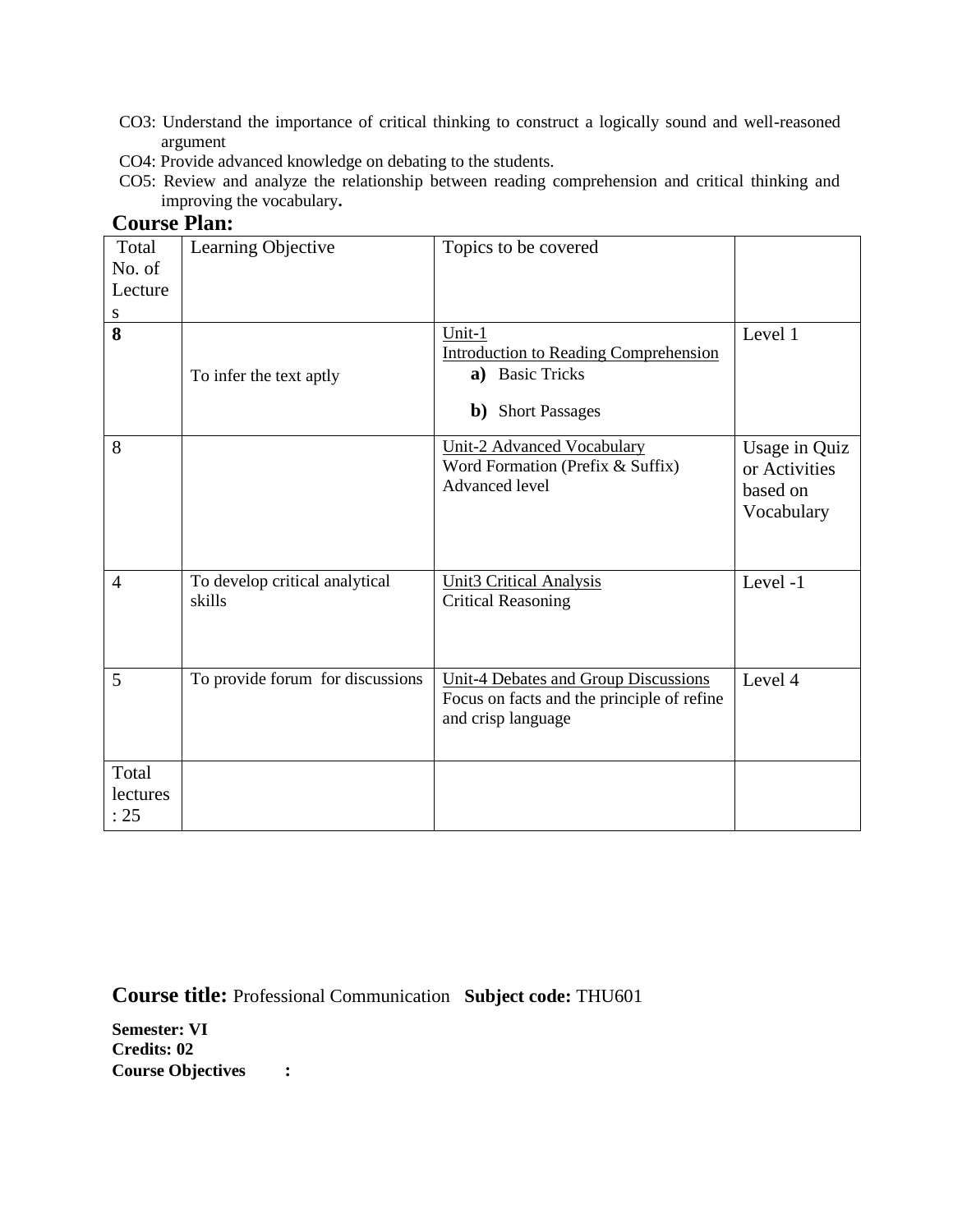CO3: Understand the importance of critical thinking to construct a logically sound and well-reasoned argument

CO4: Provide advanced knowledge on debating to the students.

CO5: Review and analyze the relationship between reading comprehension and critical thinking and improving the vocabulary**.**

## Course Plan:

| Total No. of Lectures | Learning Objective | Topics to be covered | |
|---|---|---|---|
| **8** | To infer the text aptly | Unit-1<br>Introduction to Reading Comprehension<br>**a)** Basic Tricks<br>**b)** Short Passages | Level 1 |
| 8 | | Unit-2 Advanced Vocabulary<br>Word Formation (Prefix & Suffix)<br>Advanced level | Usage in Quiz or Activities based on Vocabulary |
| 4 | To develop critical analytical skills | Unit3 Critical Analysis<br>Critical Reasoning | Level -1 |
| 5 | To provide forum for discussions | Unit-4 Debates and Group Discussions<br>Focus on facts and the principle of refine and crisp language | Level 4 |
| Total lectures : 25 | | | |

**Course title:** Professional Communication **Subject code:** THU601

**Semester: VI**
**Credits: 02**
**Course Objectives :**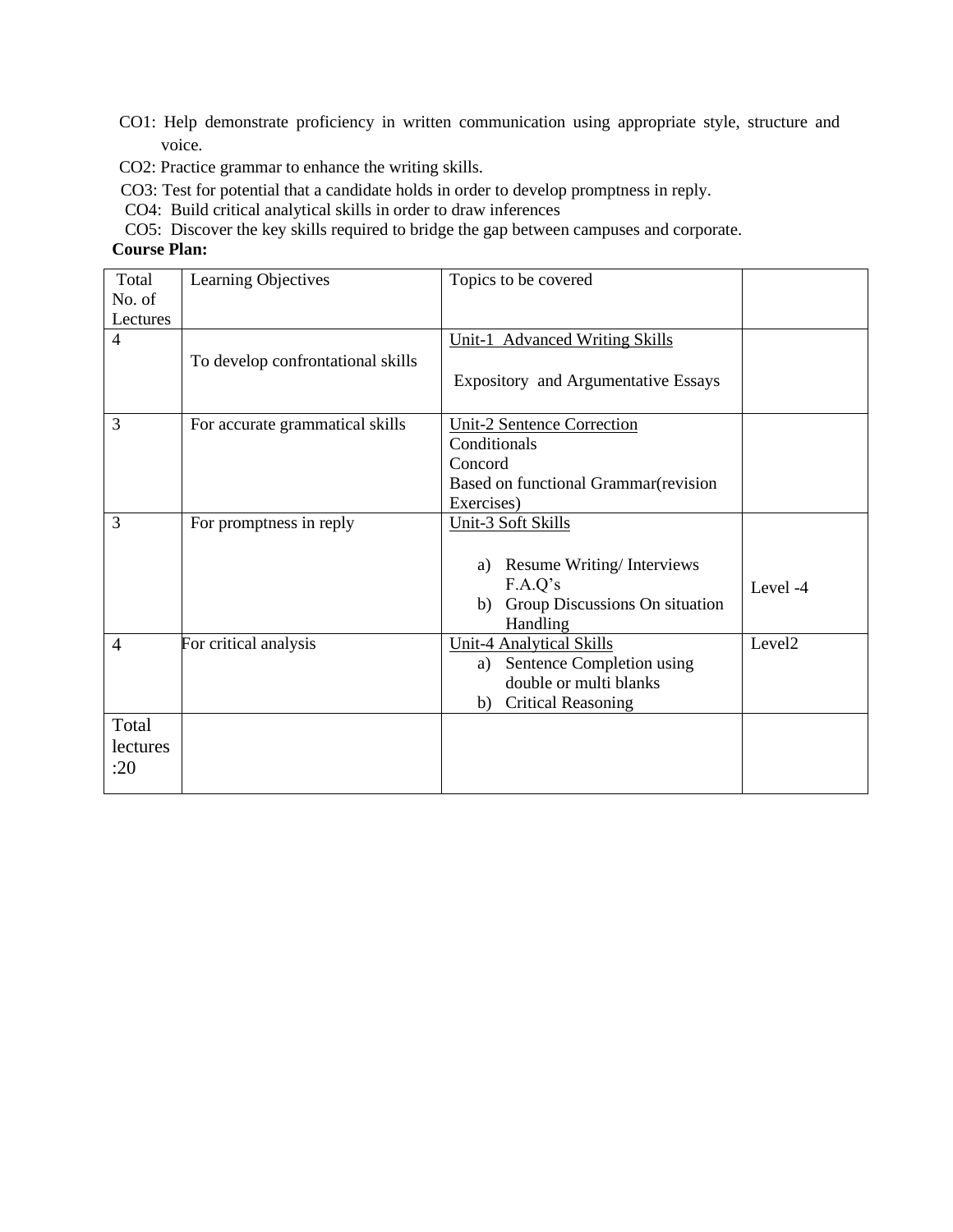CO1: Help demonstrate proficiency in written communication using appropriate style, structure and voice.

CO2: Practice grammar to enhance the writing skills.

CO3: Test for potential that a candidate holds in order to develop promptness in reply.

CO4: Build critical analytical skills in order to draw inferences

CO5: Discover the key skills required to bridge the gap between campuses and corporate.

**Course Plan:**

| Total No. of Lectures | Learning Objectives | Topics to be covered | |
|---|---|---|---|
| 4 | To develop confrontational skills | Unit-1 Advanced Writing Skills<br><br>Expository and Argumentative Essays | |
| 3 | For accurate grammatical skills | Unit-2 Sentence Correction<br>Conditionals<br>Concord<br>Based on functional Grammar(revision Exercises) | |
| 3 | For promptness in reply | Unit-3 Soft Skills<br><br>a) Resume Writing/ Interviews F.A.Q's<br>b) Group Discussions On situation Handling | Level -4 |
| 4 | For critical analysis | Unit-4 Analytical Skills<br>a) Sentence Completion using double or multi blanks<br>b) Critical Reasoning | Level2 |
| Total lectures :20 | | | |